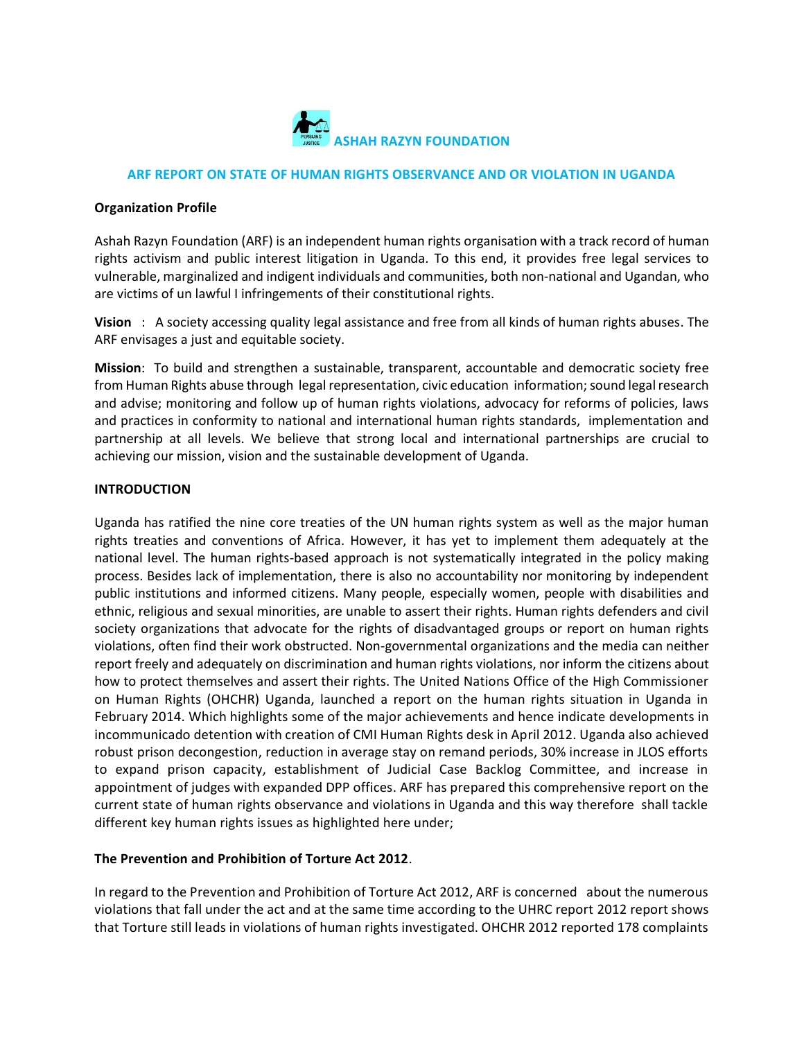**ASHAH RAZYN FOUNDATION**

## ARF REPORT ON STATE OF HUMAN RIGHTS OBSERVANCE AND OR VIOLATION IN UGANDA

**Organization Profile**

Ashah Razyn Foundation (ARF) is an independent human rights organisation with a track record of human rights activism and public interest litigation in Uganda. To this end, it provides free legal services to vulnerable, marginalized and indigent individuals and communities, both non-national and Ugandan, who are victims of un lawful I infringements of their constitutional rights.

**Vision** : A society accessing quality legal assistance and free from all kinds of human rights abuses. The ARF envisages a just and equitable society.

**Mission**: To build and strengthen a sustainable, transparent, accountable and democratic society free from Human Rights abuse through legal representation, civic education information; sound legal research and advise; monitoring and follow up of human rights violations, advocacy for reforms of policies, laws and practices in conformity to national and international human rights standards, implementation and partnership at all levels. We believe that strong local and international partnerships are crucial to achieving our mission, vision and the sustainable development of Uganda.

**INTRODUCTION**

Uganda has ratified the nine core treaties of the UN human rights system as well as the major human rights treaties and conventions of Africa. However, it has yet to implement them adequately at the national level. The human rights-based approach is not systematically integrated in the policy making process. Besides lack of implementation, there is also no accountability nor monitoring by independent public institutions and informed citizens. Many people, especially women, people with disabilities and ethnic, religious and sexual minorities, are unable to assert their rights. Human rights defenders and civil society organizations that advocate for the rights of disadvantaged groups or report on human rights violations, often find their work obstructed. Non-governmental organizations and the media can neither report freely and adequately on discrimination and human rights violations, nor inform the citizens about how to protect themselves and assert their rights. The United Nations Office of the High Commissioner on Human Rights (OHCHR) Uganda, launched a report on the human rights situation in Uganda in February 2014. Which highlights some of the major achievements and hence indicate developments in incommunicado detention with creation of CMI Human Rights desk in April 2012. Uganda also achieved robust prison decongestion, reduction in average stay on remand periods, 30% increase in JLOS efforts to expand prison capacity, establishment of Judicial Case Backlog Committee, and increase in appointment of judges with expanded DPP offices. ARF has prepared this comprehensive report on the current state of human rights observance and violations in Uganda and this way therefore shall tackle different key human rights issues as highlighted here under;

**The Prevention and Prohibition of Torture Act 2012**.

In regard to the Prevention and Prohibition of Torture Act 2012, ARF is concerned about the numerous violations that fall under the act and at the same time according to the UHRC report 2012 report shows that Torture still leads in violations of human rights investigated. OHCHR 2012 reported 178 complaints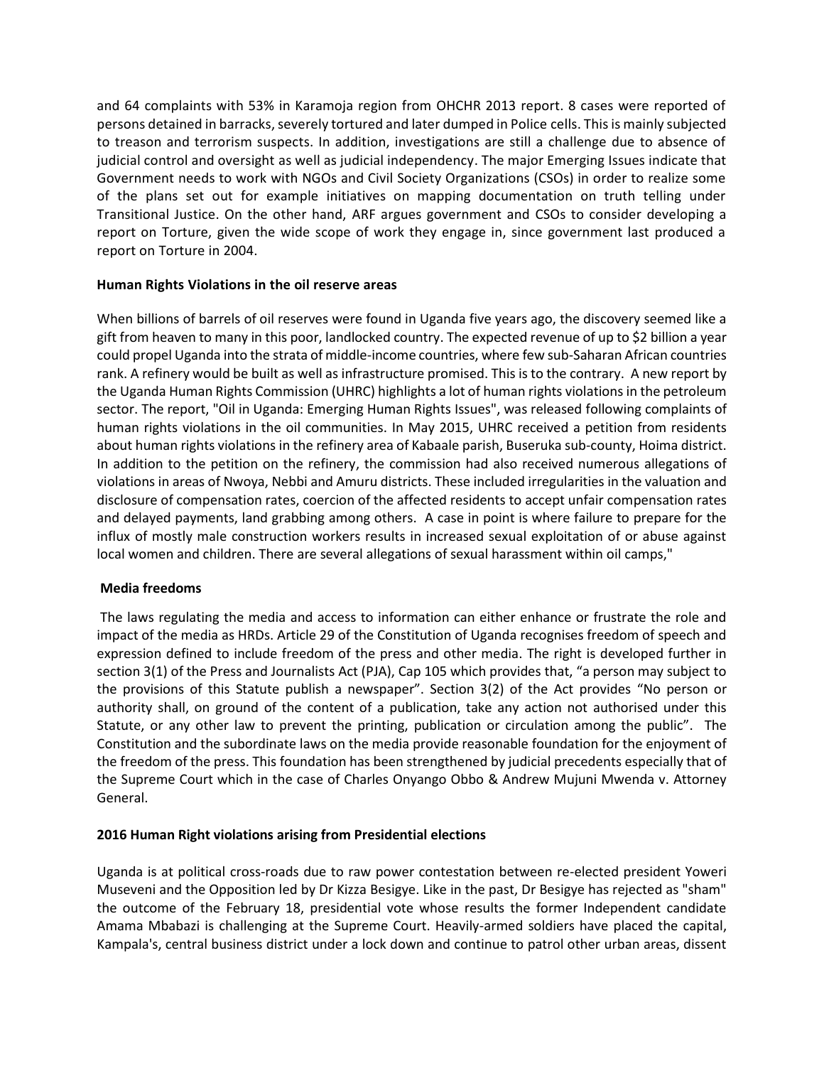and 64 complaints with 53% in Karamoja region from OHCHR 2013 report. 8 cases were reported of persons detained in barracks, severely tortured and later dumped in Police cells. This is mainly subjected to treason and terrorism suspects. In addition, investigations are still a challenge due to absence of judicial control and oversight as well as judicial independency. The major Emerging Issues indicate that Government needs to work with NGOs and Civil Society Organizations (CSOs) in order to realize some of the plans set out for example initiatives on mapping documentation on truth telling under Transitional Justice. On the other hand, ARF argues government and CSOs to consider developing a report on Torture, given the wide scope of work they engage in, since government last produced a report on Torture in 2004.

**Human Rights Violations in the oil reserve areas**

When billions of barrels of oil reserves were found in Uganda five years ago, the discovery seemed like a gift from heaven to many in this poor, landlocked country. The expected revenue of up to $2 billion a year could propel Uganda into the strata of middle-income countries, where few sub-Saharan African countries rank. A refinery would be built as well as infrastructure promised. This is to the contrary. A new report by the Uganda Human Rights Commission (UHRC) highlights a lot of human rights violations in the petroleum sector. The report, "Oil in Uganda: Emerging Human Rights Issues", was released following complaints of human rights violations in the oil communities. In May 2015, UHRC received a petition from residents about human rights violations in the refinery area of Kabaale parish, Buseruka sub-county, Hoima district. In addition to the petition on the refinery, the commission had also received numerous allegations of violations in areas of Nwoya, Nebbi and Amuru districts. These included irregularities in the valuation and disclosure of compensation rates, coercion of the affected residents to accept unfair compensation rates and delayed payments, land grabbing among others. A case in point is where failure to prepare for the influx of mostly male construction workers results in increased sexual exploitation of or abuse against local women and children. There are several allegations of sexual harassment within oil camps,"

**Media freedoms**

The laws regulating the media and access to information can either enhance or frustrate the role and impact of the media as HRDs. Article 29 of the Constitution of Uganda recognises freedom of speech and expression defined to include freedom of the press and other media. The right is developed further in section 3(1) of the Press and Journalists Act (PJA), Cap 105 which provides that, "a person may subject to the provisions of this Statute publish a newspaper". Section 3(2) of the Act provides "No person or authority shall, on ground of the content of a publication, take any action not authorised under this Statute, or any other law to prevent the printing, publication or circulation among the public". The Constitution and the subordinate laws on the media provide reasonable foundation for the enjoyment of the freedom of the press. This foundation has been strengthened by judicial precedents especially that of the Supreme Court which in the case of Charles Onyango Obbo & Andrew Mujuni Mwenda v. Attorney General.

**2016 Human Right violations arising from Presidential elections**

Uganda is at political cross-roads due to raw power contestation between re-elected president Yoweri Museveni and the Opposition led by Dr Kizza Besigye. Like in the past, Dr Besigye has rejected as "sham" the outcome of the February 18, presidential vote whose results the former Independent candidate Amama Mbabazi is challenging at the Supreme Court. Heavily-armed soldiers have placed the capital, Kampala's, central business district under a lock down and continue to patrol other urban areas, dissent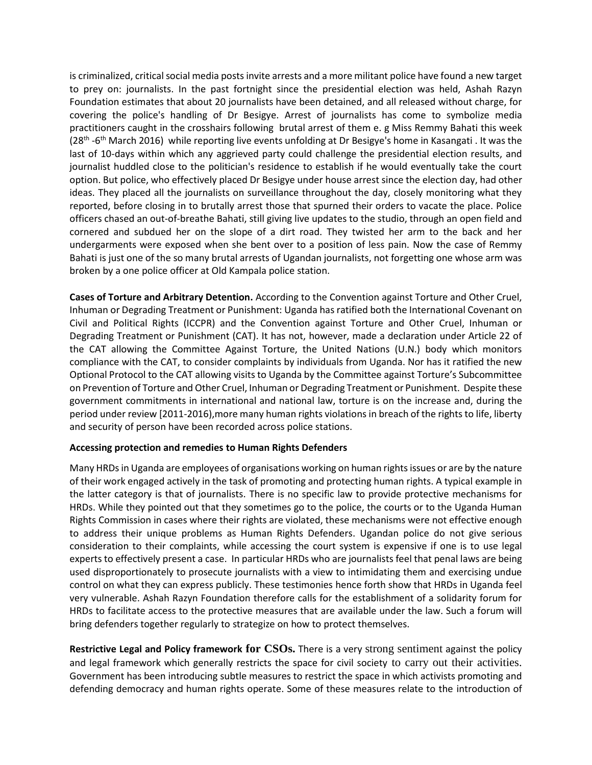is criminalized, critical social media posts invite arrests and a more militant police have found a new target to prey on: journalists. In the past fortnight since the presidential election was held, Ashah Razyn Foundation estimates that about 20 journalists have been detained, and all released without charge, for covering the police's handling of Dr Besigye. Arrest of journalists has come to symbolize media practitioners caught in the crosshairs following brutal arrest of them e. g Miss Remmy Bahati this week (28th -6th March 2016) while reporting live events unfolding at Dr Besigye's home in Kasangati . It was the last of 10-days within which any aggrieved party could challenge the presidential election results, and journalist huddled close to the politician's residence to establish if he would eventually take the court option. But police, who effectively placed Dr Besigye under house arrest since the election day, had other ideas. They placed all the journalists on surveillance throughout the day, closely monitoring what they reported, before closing in to brutally arrest those that spurned their orders to vacate the place. Police officers chased an out-of-breathe Bahati, still giving live updates to the studio, through an open field and cornered and subdued her on the slope of a dirt road. They twisted her arm to the back and her undergarments were exposed when she bent over to a position of less pain. Now the case of Remmy Bahati is just one of the so many brutal arrests of Ugandan journalists, not forgetting one whose arm was broken by a one police officer at Old Kampala police station.

**Cases of Torture and Arbitrary Detention.** According to the Convention against Torture and Other Cruel, Inhuman or Degrading Treatment or Punishment: Uganda has ratified both the International Covenant on Civil and Political Rights (ICCPR) and the Convention against Torture and Other Cruel, Inhuman or Degrading Treatment or Punishment (CAT). It has not, however, made a declaration under Article 22 of the CAT allowing the Committee Against Torture, the United Nations (U.N.) body which monitors compliance with the CAT, to consider complaints by individuals from Uganda. Nor has it ratified the new Optional Protocol to the CAT allowing visits to Uganda by the Committee against Torture's Subcommittee on Prevention of Torture and Other Cruel, Inhuman or Degrading Treatment or Punishment. Despite these government commitments in international and national law, torture is on the increase and, during the period under review [2011-2016],more many human rights violations in breach of the rights to life, liberty and security of person have been recorded across police stations.

**Accessing protection and remedies to Human Rights Defenders**

Many HRDs in Uganda are employees of organisations working on human rights issues or are by the nature of their work engaged actively in the task of promoting and protecting human rights. A typical example in the latter category is that of journalists. There is no specific law to provide protective mechanisms for HRDs. While they pointed out that they sometimes go to the police, the courts or to the Uganda Human Rights Commission in cases where their rights are violated, these mechanisms were not effective enough to address their unique problems as Human Rights Defenders. Ugandan police do not give serious consideration to their complaints, while accessing the court system is expensive if one is to use legal experts to effectively present a case. In particular HRDs who are journalists feel that penal laws are being used disproportionately to prosecute journalists with a view to intimidating them and exercising undue control on what they can express publicly. These testimonies hence forth show that HRDs in Uganda feel very vulnerable. Ashah Razyn Foundation therefore calls for the establishment of a solidarity forum for HRDs to facilitate access to the protective measures that are available under the law. Such a forum will bring defenders together regularly to strategize on how to protect themselves.

**Restrictive Legal and Policy framework for CSOs.** There is a very strong sentiment against the policy and legal framework which generally restricts the space for civil society to carry out their activities. Government has been introducing subtle measures to restrict the space in which activists promoting and defending democracy and human rights operate. Some of these measures relate to the introduction of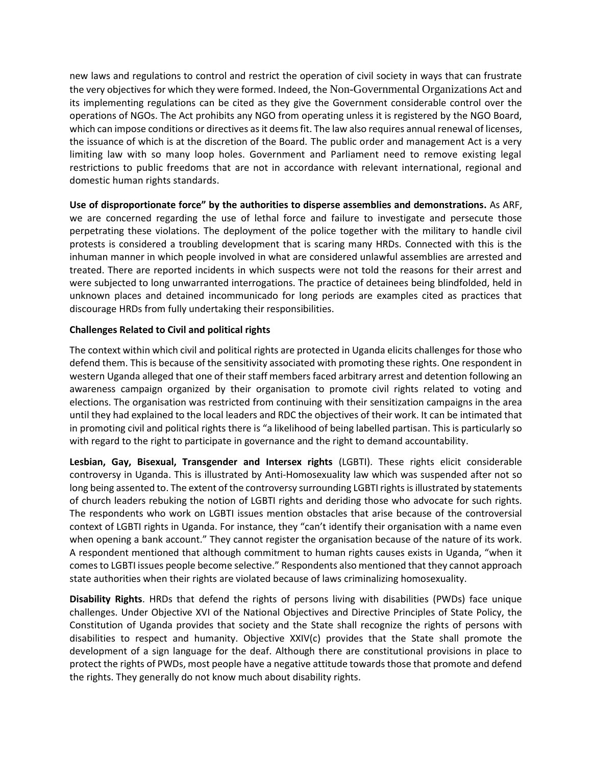new laws and regulations to control and restrict the operation of civil society in ways that can frustrate the very objectives for which they were formed. Indeed, the Non-Governmental Organizations Act and its implementing regulations can be cited as they give the Government considerable control over the operations of NGOs. The Act prohibits any NGO from operating unless it is registered by the NGO Board, which can impose conditions or directives as it deems fit. The law also requires annual renewal of licenses, the issuance of which is at the discretion of the Board. The public order and management Act is a very limiting law with so many loop holes. Government and Parliament need to remove existing legal restrictions to public freedoms that are not in accordance with relevant international, regional and domestic human rights standards.

**Use of disproportionate force" by the authorities to disperse assemblies and demonstrations.** As ARF, we are concerned regarding the use of lethal force and failure to investigate and persecute those perpetrating these violations. The deployment of the police together with the military to handle civil protests is considered a troubling development that is scaring many HRDs. Connected with this is the inhuman manner in which people involved in what are considered unlawful assemblies are arrested and treated. There are reported incidents in which suspects were not told the reasons for their arrest and were subjected to long unwarranted interrogations. The practice of detainees being blindfolded, held in unknown places and detained incommunicado for long periods are examples cited as practices that discourage HRDs from fully undertaking their responsibilities.

**Challenges Related to Civil and political rights**

The context within which civil and political rights are protected in Uganda elicits challenges for those who defend them. This is because of the sensitivity associated with promoting these rights. One respondent in western Uganda alleged that one of their staff members faced arbitrary arrest and detention following an awareness campaign organized by their organisation to promote civil rights related to voting and elections. The organisation was restricted from continuing with their sensitization campaigns in the area until they had explained to the local leaders and RDC the objectives of their work. It can be intimated that in promoting civil and political rights there is "a likelihood of being labelled partisan. This is particularly so with regard to the right to participate in governance and the right to demand accountability.

**Lesbian, Gay, Bisexual, Transgender and Intersex rights** (LGBTI). These rights elicit considerable controversy in Uganda. This is illustrated by Anti-Homosexuality law which was suspended after not so long being assented to. The extent of the controversy surrounding LGBTI rights is illustrated by statements of church leaders rebuking the notion of LGBTI rights and deriding those who advocate for such rights. The respondents who work on LGBTI issues mention obstacles that arise because of the controversial context of LGBTI rights in Uganda. For instance, they "can't identify their organisation with a name even when opening a bank account." They cannot register the organisation because of the nature of its work. A respondent mentioned that although commitment to human rights causes exists in Uganda, "when it comes to LGBTI issues people become selective." Respondents also mentioned that they cannot approach state authorities when their rights are violated because of laws criminalizing homosexuality.

**Disability Rights**. HRDs that defend the rights of persons living with disabilities (PWDs) face unique challenges. Under Objective XVI of the National Objectives and Directive Principles of State Policy, the Constitution of Uganda provides that society and the State shall recognize the rights of persons with disabilities to respect and humanity. Objective XXIV(c) provides that the State shall promote the development of a sign language for the deaf. Although there are constitutional provisions in place to protect the rights of PWDs, most people have a negative attitude towards those that promote and defend the rights. They generally do not know much about disability rights.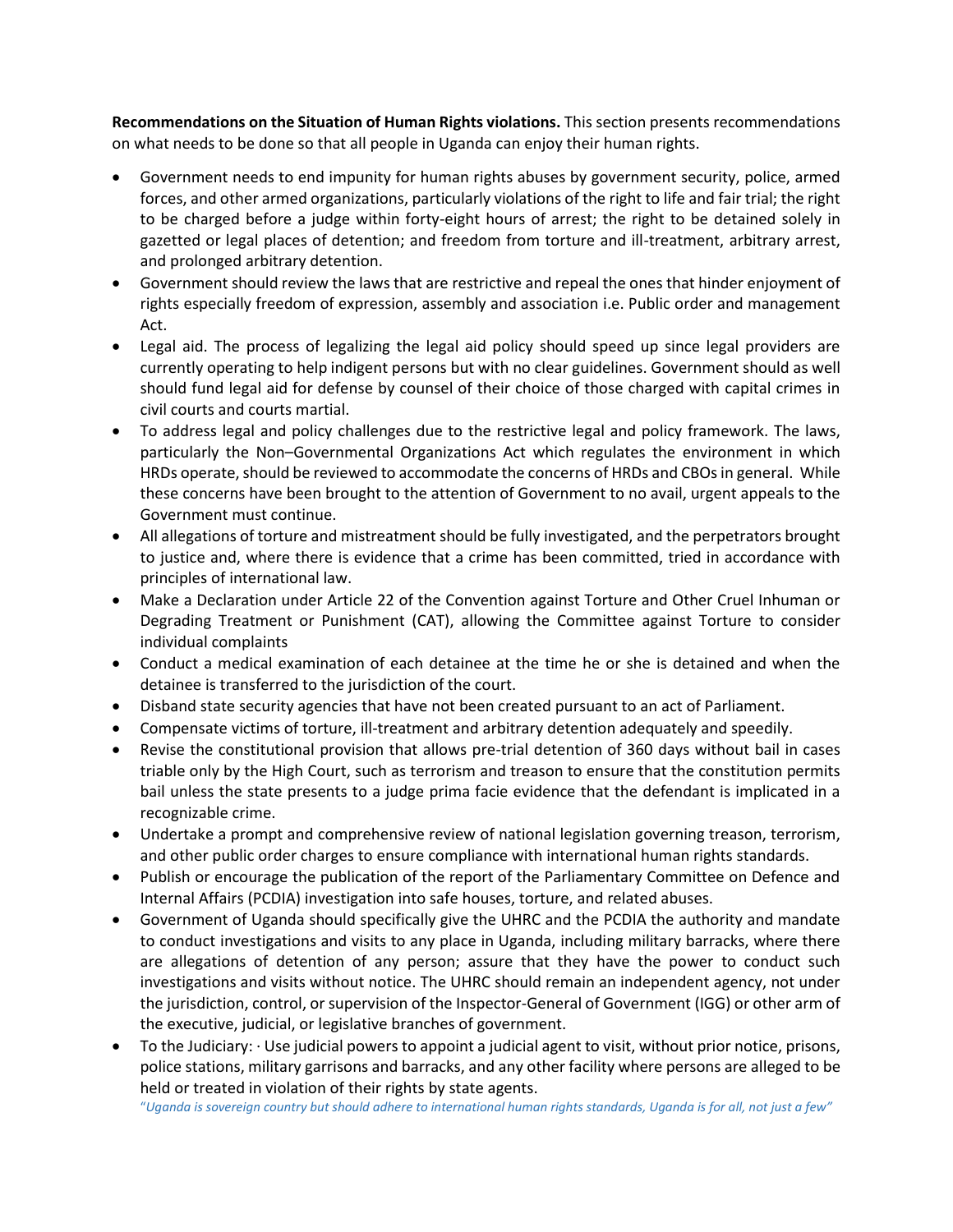**Recommendations on the Situation of Human Rights violations.** This section presents recommendations on what needs to be done so that all people in Uganda can enjoy their human rights.

- Government needs to end impunity for human rights abuses by government security, police, armed forces, and other armed organizations, particularly violations of the right to life and fair trial; the right to be charged before a judge within forty-eight hours of arrest; the right to be detained solely in gazetted or legal places of detention; and freedom from torture and ill-treatment, arbitrary arrest, and prolonged arbitrary detention.
- Government should review the laws that are restrictive and repeal the ones that hinder enjoyment of rights especially freedom of expression, assembly and association i.e. Public order and management Act.
- Legal aid. The process of legalizing the legal aid policy should speed up since legal providers are currently operating to help indigent persons but with no clear guidelines. Government should as well should fund legal aid for defense by counsel of their choice of those charged with capital crimes in civil courts and courts martial.
- To address legal and policy challenges due to the restrictive legal and policy framework. The laws, particularly the Non–Governmental Organizations Act which regulates the environment in which HRDs operate, should be reviewed to accommodate the concerns of HRDs and CBOs in general. While these concerns have been brought to the attention of Government to no avail, urgent appeals to the Government must continue.
- All allegations of torture and mistreatment should be fully investigated, and the perpetrators brought to justice and, where there is evidence that a crime has been committed, tried in accordance with principles of international law.
- Make a Declaration under Article 22 of the Convention against Torture and Other Cruel Inhuman or Degrading Treatment or Punishment (CAT), allowing the Committee against Torture to consider individual complaints
- Conduct a medical examination of each detainee at the time he or she is detained and when the detainee is transferred to the jurisdiction of the court.
- Disband state security agencies that have not been created pursuant to an act of Parliament.
- Compensate victims of torture, ill-treatment and arbitrary detention adequately and speedily.
- Revise the constitutional provision that allows pre-trial detention of 360 days without bail in cases triable only by the High Court, such as terrorism and treason to ensure that the constitution permits bail unless the state presents to a judge prima facie evidence that the defendant is implicated in a recognizable crime.
- Undertake a prompt and comprehensive review of national legislation governing treason, terrorism, and other public order charges to ensure compliance with international human rights standards.
- Publish or encourage the publication of the report of the Parliamentary Committee on Defence and Internal Affairs (PCDIA) investigation into safe houses, torture, and related abuses.
- Government of Uganda should specifically give the UHRC and the PCDIA the authority and mandate to conduct investigations and visits to any place in Uganda, including military barracks, where there are allegations of detention of any person; assure that they have the power to conduct such investigations and visits without notice. The UHRC should remain an independent agency, not under the jurisdiction, control, or supervision of the Inspector-General of Government (IGG) or other arm of the executive, judicial, or legislative branches of government.
- To the Judiciary: · Use judicial powers to appoint a judicial agent to visit, without prior notice, prisons, police stations, military garrisons and barracks, and any other facility where persons are alleged to be held or treated in violation of their rights by state agents.

*"Uganda is sovereign country but should adhere to international human rights standards, Uganda is for all, not just a few"*